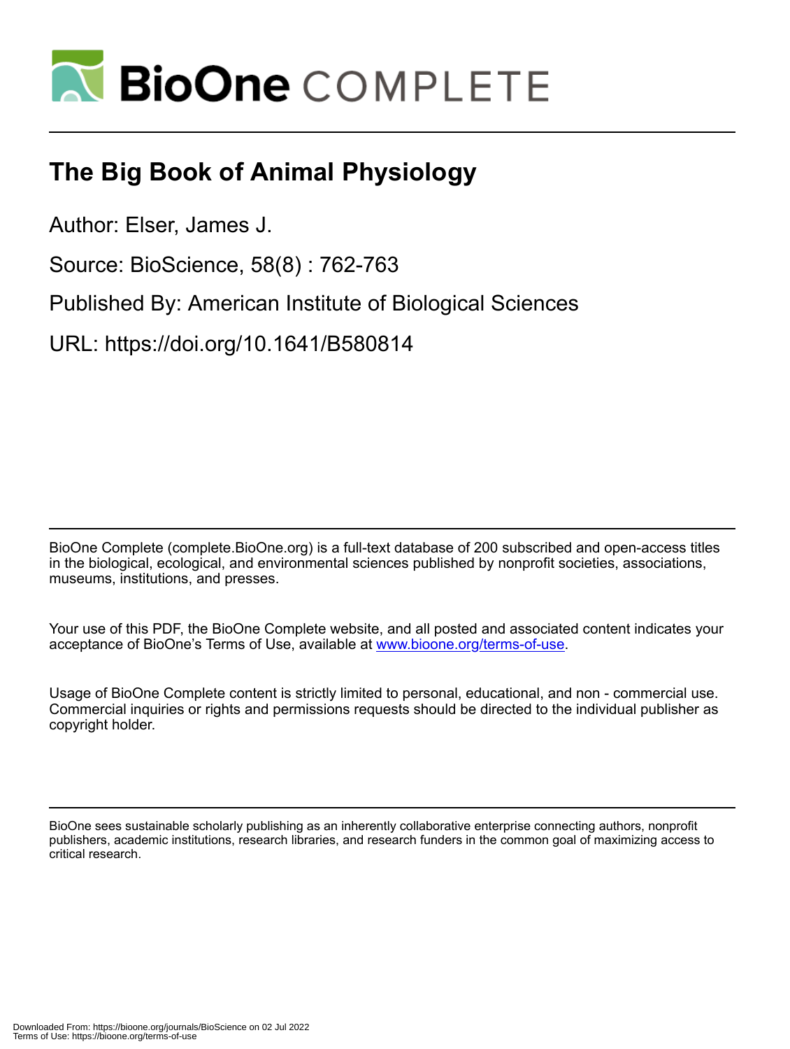# The Big Book of Animal Physiology

Author: Elser, James J.

Source: BioScience, 58(8) : 762-763

Published By: American Institute of Biological Sciences

URL: https://doi.org/10.1641/B580814

BioOne Complete (complete.BioOne.org) is a full-text database of 200 subscribed and open-access titles in the biological, ecological, and environmental sciences published by nonprofit societies, associations, museums, institutions, and presses.

Your use of this PDF, the BioOne Complete website, and all posted and associated content indicates your acceptance of BioOne's Terms of Use, available at www.bioone.org/terms-of-use.

Usage of BioOne Complete content is strictly limited to personal, educational, and non - commercial use. Commercial inquiries or rights and permissions requests should be directed to the individual publisher as copyright holder.

BioOne sees sustainable scholarly publishing as an inherently collaborative enterprise connecting authors, nonprofit publishers, academic institutions, research libraries, and research funders in the common goal of maximizing access to critical research.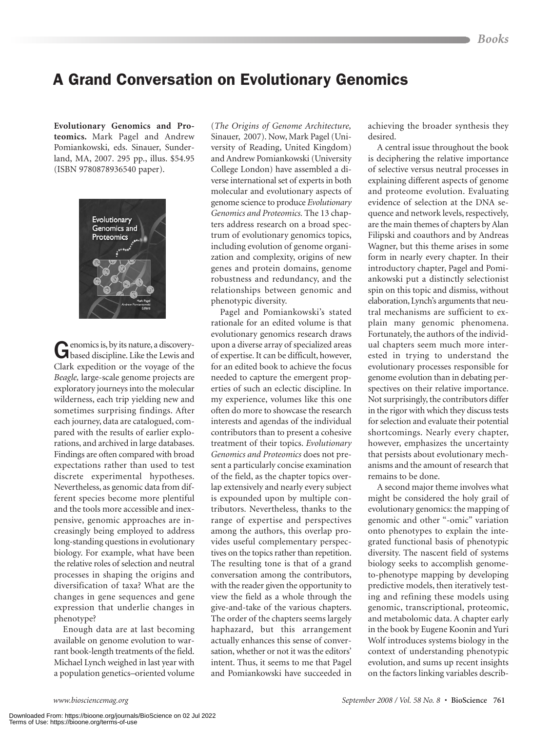# A Grand Conversation on Evolutionary Genomics

**Evolutionary Genomics and Proteomics.** Mark Pagel and Andrew Pomiankowski, eds. Sinauer, Sunderland, MA, 2007. 295 pp., illus. $54.95 (ISBN 9780878936540 paper).

Genomics is, by its nature, a discovery-based discipline. Like the Lewis and Clark expedition or the voyage of the *Beagle,* large-scale genome projects are exploratory journeys into the molecular wilderness, each trip yielding new and sometimes surprising findings. After each journey, data are catalogued, compared with the results of earlier explorations, and archived in large databases. Findings are often compared with broad expectations rather than used to test discrete experimental hypotheses. Nevertheless, as genomic data from different species become more plentiful and the tools more accessible and inexpensive, genomic approaches are increasingly being employed to address long-standing questions in evolutionary biology. For example, what have been the relative roles of selection and neutral processes in shaping the origins and diversification of taxa? What are the changes in gene sequences and gene expression that underlie changes in phenotype?

Enough data are at last becoming available on genome evolution to warrant book-length treatments of the field. Michael Lynch weighed in last year with a population genetics–oriented volume (*The Origins of Genome Architecture,* Sinauer, 2007). Now, Mark Pagel (University of Reading, United Kingdom) and Andrew Pomiankowski (University College London) have assembled a diverse international set of experts in both molecular and evolutionary aspects of genome science to produce *Evolutionary Genomics and Proteomics.* The 13 chapters address research on a broad spectrum of evolutionary genomics topics, including evolution of genome organization and complexity, origins of new genes and protein domains, genome robustness and redundancy, and the relationships between genomic and phenotypic diversity.

Pagel and Pomiankowski's stated rationale for an edited volume is that evolutionary genomics research draws upon a diverse array of specialized areas of expertise. It can be difficult, however, for an edited book to achieve the focus needed to capture the emergent properties of such an eclectic discipline. In my experience, volumes like this one often do more to showcase the research interests and agendas of the individual contributors than to present a cohesive treatment of their topics. *Evolutionary Genomics and Proteomics* does not present a particularly concise examination of the field, as the chapter topics overlap extensively and nearly every subject is expounded upon by multiple contributors. Nevertheless, thanks to the range of expertise and perspectives among the authors, this overlap provides useful complementary perspectives on the topics rather than repetition. The resulting tone is that of a grand conversation among the contributors, with the reader given the opportunity to view the field as a whole through the give-and-take of the various chapters. The order of the chapters seems largely haphazard, but this arrangement actually enhances this sense of conversation, whether or not it was the editors' intent. Thus, it seems to me that Pagel and Pomiankowski have succeeded in achieving the broader synthesis they desired.

A central issue throughout the book is deciphering the relative importance of selective versus neutral processes in explaining different aspects of genome and proteome evolution. Evaluating evidence of selection at the DNA sequence and network levels, respectively, are the main themes of chapters by Alan Filipski and coauthors and by Andreas Wagner, but this theme arises in some form in nearly every chapter. In their introductory chapter, Pagel and Pomiankowski put a distinctly selectionist spin on this topic and dismiss, without elaboration, Lynch's arguments that neutral mechanisms are sufficient to explain many genomic phenomena. Fortunately, the authors of the individual chapters seem much more interested in trying to understand the evolutionary processes responsible for genome evolution than in debating perspectives on their relative importance. Not surprisingly, the contributors differ in the rigor with which they discuss tests for selection and evaluate their potential shortcomings. Nearly every chapter, however, emphasizes the uncertainty that persists about evolutionary mechanisms and the amount of research that remains to be done.

A second major theme involves what might be considered the holy grail of evolutionary genomics: the mapping of genomic and other "-omic" variation onto phenotypes to explain the integrated functional basis of phenotypic diversity. The nascent field of systems biology seeks to accomplish genome-to-phenotype mapping by developing predictive models, then iteratively testing and refining these models using genomic, transcriptional, proteomic, and metabolomic data. A chapter early in the book by Eugene Koonin and Yuri Wolf introduces systems biology in the context of understanding phenotypic evolution, and sums up recent insights on the factors linking variables describ-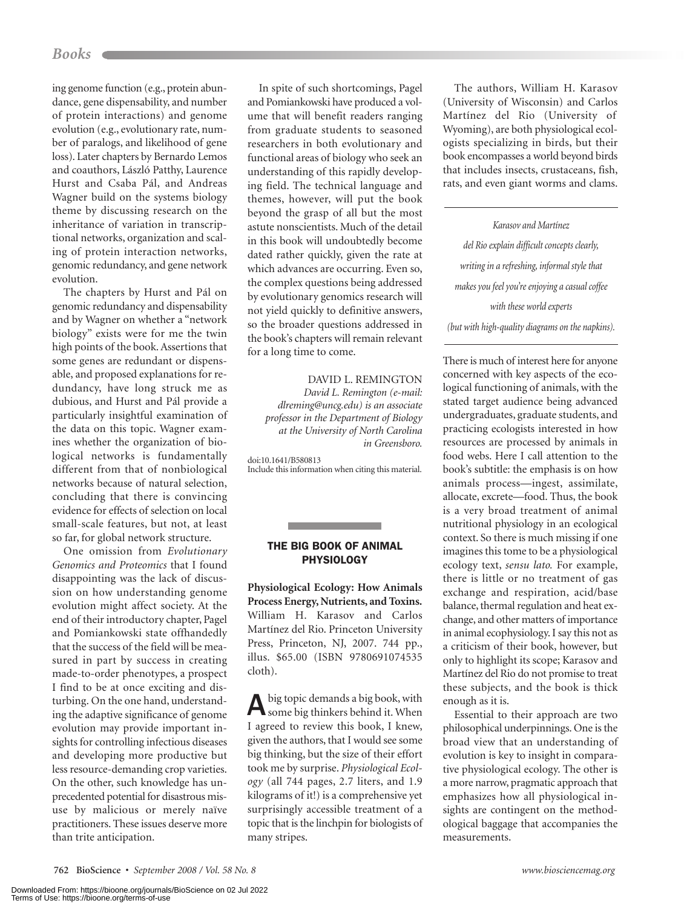ing genome function (e.g., protein abundance, gene dispensability, and number of protein interactions) and genome evolution (e.g., evolutionary rate, number of paralogs, and likelihood of gene loss). Later chapters by Bernardo Lemos and coauthors, László Patthy, Laurence Hurst and Csaba Pál, and Andreas Wagner build on the systems biology theme by discussing research on the inheritance of variation in transcriptional networks, organization and scaling of protein interaction networks, genomic redundancy, and gene network evolution.

The chapters by Hurst and Pál on genomic redundancy and dispensability and by Wagner on whether a "network biology" exists were for me the twin high points of the book. Assertions that some genes are redundant or dispensable, and proposed explanations for redundancy, have long struck me as dubious, and Hurst and Pál provide a particularly insightful examination of the data on this topic. Wagner examines whether the organization of biological networks is fundamentally different from that of nonbiological networks because of natural selection, concluding that there is convincing evidence for effects of selection on local small-scale features, but not, at least so far, for global network structure.

One omission from *Evolutionary Genomics and Proteomics* that I found disappointing was the lack of discussion on how understanding genome evolution might affect society. At the end of their introductory chapter, Pagel and Pomiankowski state offhandedly that the success of the field will be measured in part by success in creating made-to-order phenotypes, a prospect I find to be at once exciting and disturbing. On the one hand, understanding the adaptive significance of genome evolution may provide important insights for controlling infectious diseases and developing more productive but less resource-demanding crop varieties. On the other, such knowledge has unprecedented potential for disastrous misuse by malicious or merely naïve practitioners. These issues deserve more than trite anticipation.

In spite of such shortcomings, Pagel and Pomiankowski have produced a volume that will benefit readers ranging from graduate students to seasoned researchers in both evolutionary and functional areas of biology who seek an understanding of this rapidly developing field. The technical language and themes, however, will put the book beyond the grasp of all but the most astute nonscientists. Much of the detail in this book will undoubtedly become dated rather quickly, given the rate at which advances are occurring. Even so, the complex questions being addressed by evolutionary genomics research will not yield quickly to definitive answers, so the broader questions addressed in the book's chapters will remain relevant for a long time to come.

DAVID L. REMINGTON
*David L. Remington (e-mail: dlreming@uncg.edu) is an associate professor in the Department of Biology at the University of North Carolina in Greensboro.*

doi:10.1641/B580813
Include this information when citing this material.

## THE BIG BOOK OF ANIMAL PHYSIOLOGY

**Physiological Ecology: How Animals Process Energy, Nutrients, and Toxins.** William H. Karasov and Carlos Martínez del Rio. Princeton University Press, Princeton, NJ, 2007. 744 pp., illus. $65.00 (ISBN 9780691074535 cloth).

A big topic demands a big book, with some big thinkers behind it. When I agreed to review this book, I knew, given the authors, that I would see some big thinking, but the size of their effort took me by surprise. *Physiological Ecology* (all 744 pages, 2.7 liters, and 1.9 kilograms of it!) is a comprehensive yet surprisingly accessible treatment of a topic that is the linchpin for biologists of many stripes.

The authors, William H. Karasov (University of Wisconsin) and Carlos Martínez del Rio (University of Wyoming), are both physiological ecologists specializing in birds, but their book encompasses a world beyond birds that includes insects, crustaceans, fish, rats, and even giant worms and clams.

*Karasov and Martínez del Rio explain difficult concepts clearly, writing in a refreshing, informal style that makes you feel you're enjoying a casual coffee with these world experts (but with high-quality diagrams on the napkins).*

There is much of interest here for anyone concerned with key aspects of the ecological functioning of animals, with the stated target audience being advanced undergraduates, graduate students, and practicing ecologists interested in how resources are processed by animals in food webs. Here I call attention to the book's subtitle: the emphasis is on how animals process—ingest, assimilate, allocate, excrete—food. Thus, the book is a very broad treatment of animal nutritional physiology in an ecological context. So there is much missing if one imagines this tome to be a physiological ecology text, *sensu lato.* For example, there is little or no treatment of gas exchange and respiration, acid/base balance, thermal regulation and heat exchange, and other matters of importance in animal ecophysiology. I say this not as a criticism of their book, however, but only to highlight its scope; Karasov and Martínez del Rio do not promise to treat these subjects, and the book is thick enough as it is.

Essential to their approach are two philosophical underpinnings. One is the broad view that an understanding of evolution is key to insight in comparative physiological ecology. The other is a more narrow, pragmatic approach that emphasizes how all physiological insights are contingent on the methodological baggage that accompanies the measurements.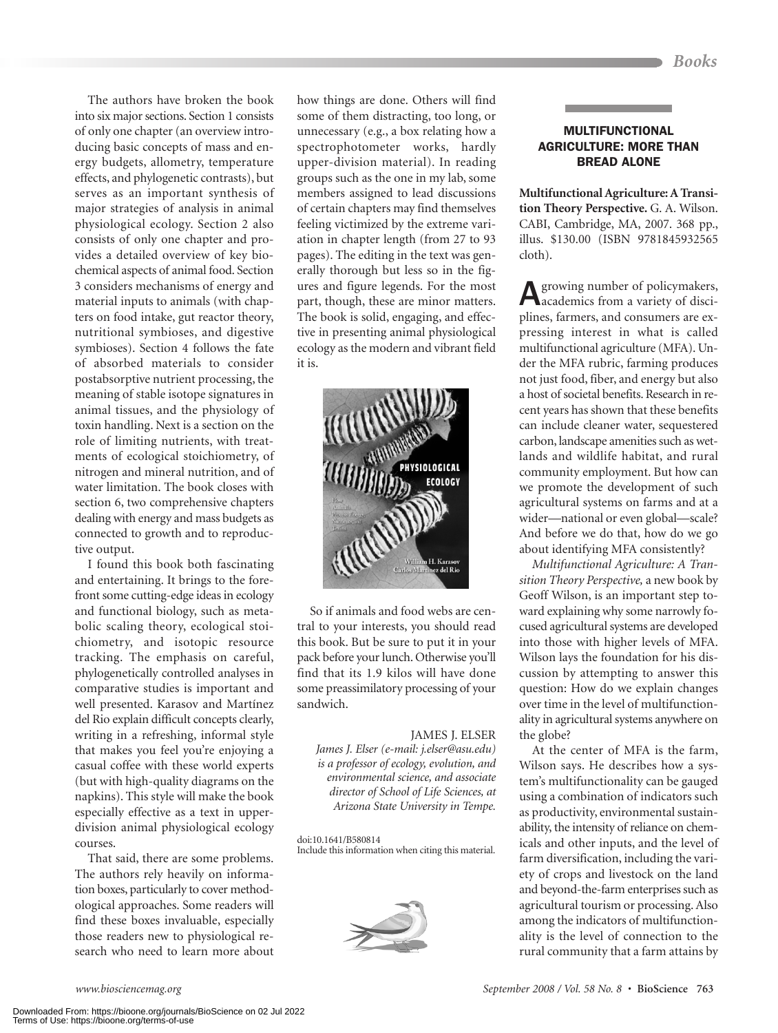The authors have broken the book into six major sections. Section 1 consists of only one chapter (an overview introducing basic concepts of mass and energy budgets, allometry, temperature effects, and phylogenetic contrasts), but serves as an important synthesis of major strategies of analysis in animal physiological ecology. Section 2 also consists of only one chapter and provides a detailed overview of key biochemical aspects of animal food. Section 3 considers mechanisms of energy and material inputs to animals (with chapters on food intake, gut reactor theory, nutritional symbioses, and digestive symbioses). Section 4 follows the fate of absorbed materials to consider postabsorptive nutrient processing, the meaning of stable isotope signatures in animal tissues, and the physiology of toxin handling. Next is a section on the role of limiting nutrients, with treatments of ecological stoichiometry, of nitrogen and mineral nutrition, and of water limitation. The book closes with section 6, two comprehensive chapters dealing with energy and mass budgets as connected to growth and to reproductive output.

I found this book both fascinating and entertaining. It brings to the forefront some cutting-edge ideas in ecology and functional biology, such as metabolic scaling theory, ecological stoichiometry, and isotopic resource tracking. The emphasis on careful, phylogenetically controlled analyses in comparative studies is important and well presented. Karasov and Martínez del Rio explain difficult concepts clearly, writing in a refreshing, informal style that makes you feel you're enjoying a casual coffee with these world experts (but with high-quality diagrams on the napkins). This style will make the book especially effective as a text in upper-division animal physiological ecology courses.

That said, there are some problems. The authors rely heavily on information boxes, particularly to cover methodological approaches. Some readers will find these boxes invaluable, especially those readers new to physiological research who need to learn more about how things are done. Others will find some of them distracting, too long, or unnecessary (e.g., a box relating how a spectrophotometer works, hardly upper-division material). In reading groups such as the one in my lab, some members assigned to lead discussions of certain chapters may find themselves feeling victimized by the extreme variation in chapter length (from 27 to 93 pages). The editing in the text was generally thorough but less so in the figures and figure legends. For the most part, though, these are minor matters. The book is solid, engaging, and effective in presenting animal physiological ecology as the modern and vibrant field it is.

So if animals and food webs are central to your interests, you should read this book. But be sure to put it in your pack before your lunch. Otherwise you'll find that its 1.9 kilos will have done some preassimilatory processing of your sandwich.

JAMES J. ELSER

*James J. Elser (e-mail: j.elser@asu.edu) is a professor of ecology, evolution, and environmental science, and associate director of School of Life Sciences, at Arizona State University in Tempe.*

doi:10.1641/B580814
Include this information when citing this material.

## MULTIFUNCTIONAL AGRICULTURE: MORE THAN BREAD ALONE

**Multifunctional Agriculture: A Transition Theory Perspective.** G. A. Wilson. CABI, Cambridge, MA, 2007. 368 pp., illus. $130.00 (ISBN 9781845932565 cloth).

A growing number of policymakers, academics from a variety of disciplines, farmers, and consumers are expressing interest in what is called multifunctional agriculture (MFA). Under the MFA rubric, farming produces not just food, fiber, and energy but also a host of societal benefits. Research in recent years has shown that these benefits can include cleaner water, sequestered carbon, landscape amenities such as wetlands and wildlife habitat, and rural community employment. But how can we promote the development of such agricultural systems on farms and at a wider—national or even global—scale? And before we do that, how do we go about identifying MFA consistently?

*Multifunctional Agriculture: A Transition Theory Perspective,* a new book by Geoff Wilson, is an important step toward explaining why some narrowly focused agricultural systems are developed into those with higher levels of MFA. Wilson lays the foundation for his discussion by attempting to answer this question: How do we explain changes over time in the level of multifunctionality in agricultural systems anywhere on the globe?

At the center of MFA is the farm, Wilson says. He describes how a system's multifunctionality can be gauged using a combination of indicators such as productivity, environmental sustainability, the intensity of reliance on chemicals and other inputs, and the level of farm diversification, including the variety of crops and livestock on the land and beyond-the-farm enterprises such as agricultural tourism or processing. Also among the indicators of multifunctionality is the level of connection to the rural community that a farm attains by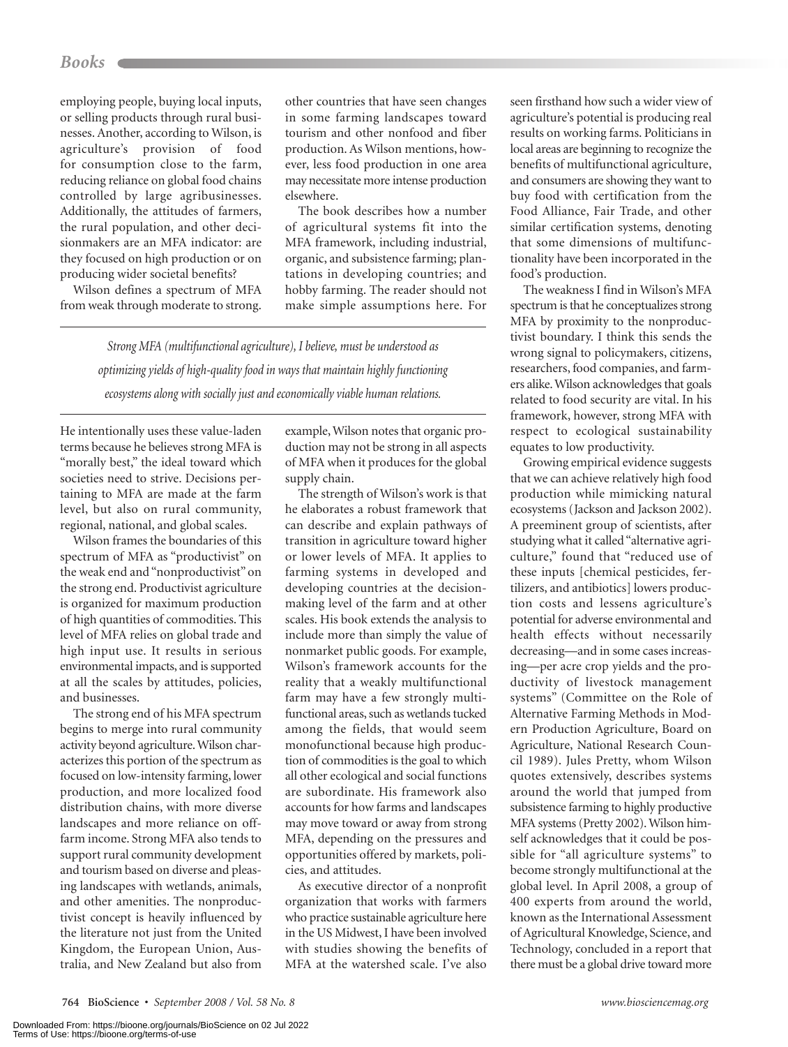employing people, buying local inputs, or selling products through rural businesses. Another, according to Wilson, is agriculture's provision of food for consumption close to the farm, reducing reliance on global food chains controlled by large agribusinesses. Additionally, the attitudes of farmers, the rural population, and other decisionmakers are an MFA indicator: are they focused on high production or on producing wider societal benefits?

Wilson defines a spectrum of MFA from weak through moderate to strong. He intentionally uses these value-laden terms because he believes strong MFA is "morally best," the ideal toward which societies need to strive. Decisions pertaining to MFA are made at the farm level, but also on rural community, regional, national, and global scales.

Wilson frames the boundaries of this spectrum of MFA as "productivist" on the weak end and "nonproductivist" on the strong end. Productivist agriculture is organized for maximum production of high quantities of commodities. This level of MFA relies on global trade and high input use. It results in serious environmental impacts, and is supported at all the scales by attitudes, policies, and businesses.

The strong end of his MFA spectrum begins to merge into rural community activity beyond agriculture. Wilson characterizes this portion of the spectrum as focused on low-intensity farming, lower production, and more localized food distribution chains, with more diverse landscapes and more reliance on off-farm income. Strong MFA also tends to support rural community development and tourism based on diverse and pleasing landscapes with wetlands, animals, and other amenities. The nonproductivist concept is heavily influenced by the literature not just from the United Kingdom, the European Union, Australia, and New Zealand but also from other countries that have seen changes in some farming landscapes toward tourism and other nonfood and fiber production. As Wilson mentions, however, less food production in one area may necessitate more intense production elsewhere.

The book describes how a number of agricultural systems fit into the MFA framework, including industrial, organic, and subsistence farming; plantations in developing countries; and hobby farming. The reader should not make simple assumptions here. For example, Wilson notes that organic production may not be strong in all aspects of MFA when it produces for the global supply chain.

*Strong MFA (multifunctional agriculture), I believe, must be understood as optimizing yields of high-quality food in ways that maintain highly functioning ecosystems along with socially just and economically viable human relations.*

The strength of Wilson's work is that he elaborates a robust framework that can describe and explain pathways of transition in agriculture toward higher or lower levels of MFA. It applies to farming systems in developed and developing countries at the decision-making level of the farm and at other scales. His book extends the analysis to include more than simply the value of nonmarket public goods. For example, Wilson's framework accounts for the reality that a weakly multifunctional farm may have a few strongly multifunctional areas, such as wetlands tucked among the fields, that would seem monofunctional because high production of commodities is the goal to which all other ecological and social functions are subordinate. His framework also accounts for how farms and landscapes may move toward or away from strong MFA, depending on the pressures and opportunities offered by markets, policies, and attitudes.

As executive director of a nonprofit organization that works with farmers who practice sustainable agriculture here in the US Midwest, I have been involved with studies showing the benefits of MFA at the watershed scale. I've also seen firsthand how such a wider view of agriculture's potential is producing real results on working farms. Politicians in local areas are beginning to recognize the benefits of multifunctional agriculture, and consumers are showing they want to buy food with certification from the Food Alliance, Fair Trade, and other similar certification systems, denoting that some dimensions of multifunctionality have been incorporated in the food's production.

The weakness I find in Wilson's MFA spectrum is that he conceptualizes strong MFA by proximity to the nonproductivist boundary. I think this sends the wrong signal to policymakers, citizens, researchers, food companies, and farmers alike. Wilson acknowledges that goals related to food security are vital. In his framework, however, strong MFA with respect to ecological sustainability equates to low productivity.

Growing empirical evidence suggests that we can achieve relatively high food production while mimicking natural ecosystems (Jackson and Jackson 2002). A preeminent group of scientists, after studying what it called "alternative agriculture," found that "reduced use of these inputs [chemical pesticides, fertilizers, and antibiotics] lowers production costs and lessens agriculture's potential for adverse environmental and health effects without necessarily decreasing—and in some cases increasing—per acre crop yields and the productivity of livestock management systems" (Committee on the Role of Alternative Farming Methods in Modern Production Agriculture, Board on Agriculture, National Research Council 1989). Jules Pretty, whom Wilson quotes extensively, describes systems around the world that jumped from subsistence farming to highly productive MFA systems (Pretty 2002). Wilson himself acknowledges that it could be possible for "all agriculture systems" to become strongly multifunctional at the global level. In April 2008, a group of 400 experts from around the world, known as the International Assessment of Agricultural Knowledge, Science, and Technology, concluded in a report that there must be a global drive toward more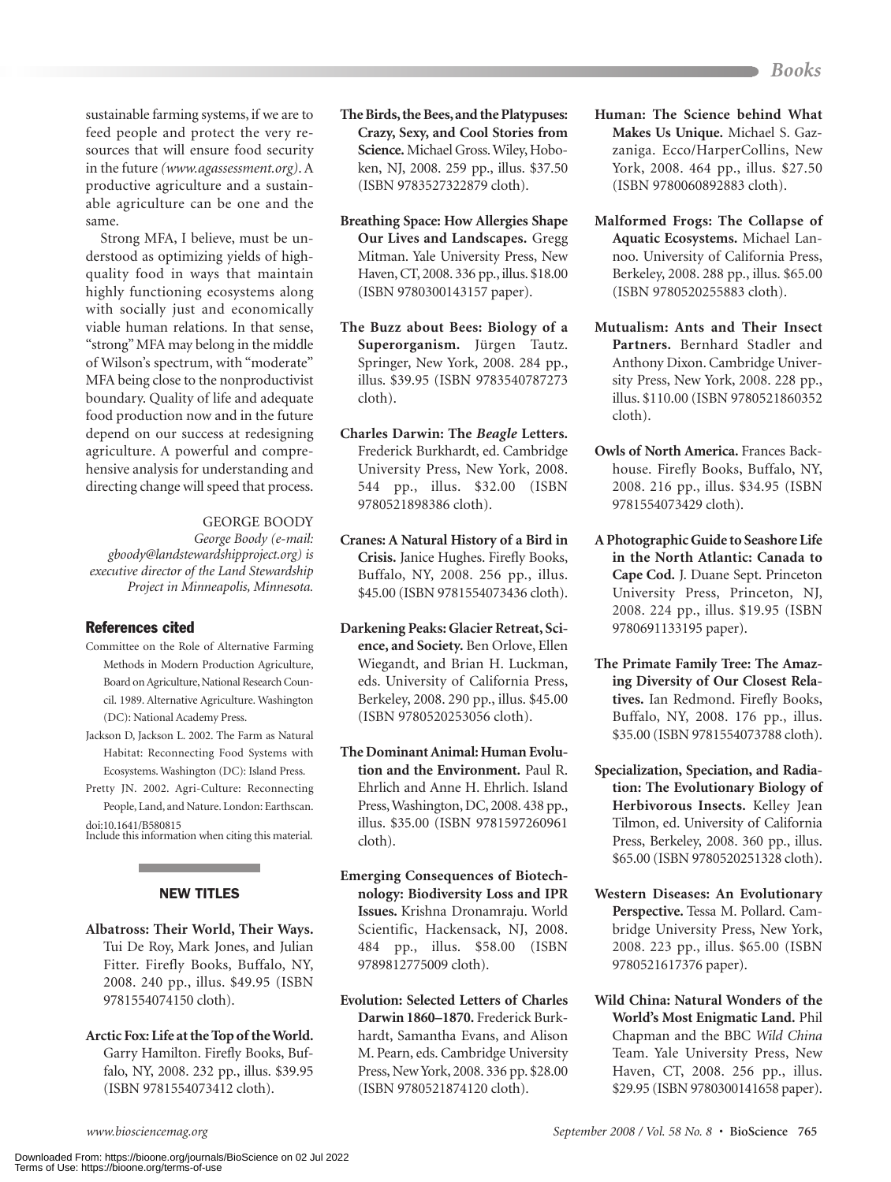sustainable farming systems, if we are to feed people and protect the very resources that will ensure food security in the future *(www.agassessment.org)*. A productive agriculture and a sustainable agriculture can be one and the same.

Strong MFA, I believe, must be understood as optimizing yields of high-quality food in ways that maintain highly functioning ecosystems along with socially just and economically viable human relations. In that sense, "strong" MFA may belong in the middle of Wilson's spectrum, with "moderate" MFA being close to the nonproductivist boundary. Quality of life and adequate food production now and in the future depend on our success at redesigning agriculture. A powerful and comprehensive analysis for understanding and directing change will speed that process.

GEORGE BOODY
*George Boody (e-mail: gboody@landstewardshipproject.org) is executive director of the Land Stewardship Project in Minneapolis, Minnesota.*

## References cited

Committee on the Role of Alternative Farming Methods in Modern Production Agriculture, Board on Agriculture, National Research Council. 1989. Alternative Agriculture. Washington (DC): National Academy Press.

Jackson D, Jackson L. 2002. The Farm as Natural Habitat: Reconnecting Food Systems with Ecosystems. Washington (DC): Island Press.

Pretty JN. 2002. Agri-Culture: Reconnecting People, Land, and Nature. London: Earthscan.

doi:10.1641/B580815
Include this information when citing this material.

## NEW TITLES

**Albatross: Their World, Their Ways.** Tui De Roy, Mark Jones, and Julian Fitter. Firefly Books, Buffalo, NY, 2008. 240 pp., illus. $49.95 (ISBN 9781554074150 cloth).

**Arctic Fox: Life at the Top of the World.** Garry Hamilton. Firefly Books, Buffalo, NY, 2008. 232 pp., illus. $39.95 (ISBN 9781554073412 cloth).

**The Birds, the Bees, and the Platypuses: Crazy, Sexy, and Cool Stories from Science.** Michael Gross. Wiley, Hoboken, NJ, 2008. 259 pp., illus. $37.50 (ISBN 9783527322879 cloth).

**Breathing Space: How Allergies Shape Our Lives and Landscapes.** Gregg Mitman. Yale University Press, New Haven, CT, 2008. 336 pp., illus. $18.00 (ISBN 9780300143157 paper).

**The Buzz about Bees: Biology of a Superorganism.** Jürgen Tautz. Springer, New York, 2008. 284 pp., illus. $39.95 (ISBN 9783540787273 cloth).

**Charles Darwin: The *Beagle* Letters.** Frederick Burkhardt, ed. Cambridge University Press, New York, 2008. 544 pp., illus. $32.00 (ISBN 9780521898386 cloth).

**Cranes: A Natural History of a Bird in Crisis.** Janice Hughes. Firefly Books, Buffalo, NY, 2008. 256 pp., illus. $45.00 (ISBN 9781554073436 cloth).

**Darkening Peaks: Glacier Retreat, Science, and Society.** Ben Orlove, Ellen Wiegandt, and Brian H. Luckman, eds. University of California Press, Berkeley, 2008. 290 pp., illus. $45.00 (ISBN 9780520253056 cloth).

**The Dominant Animal: Human Evolution and the Environment.** Paul R. Ehrlich and Anne H. Ehrlich. Island Press, Washington, DC, 2008. 438 pp., illus. $35.00 (ISBN 9781597260961 cloth).

**Emerging Consequences of Biotechnology: Biodiversity Loss and IPR Issues.** Krishna Dronamraju. World Scientific, Hackensack, NJ, 2008. 484 pp., illus. $58.00 (ISBN 9789812775009 cloth).

**Evolution: Selected Letters of Charles Darwin 1860–1870.** Frederick Burkhardt, Samantha Evans, and Alison M. Pearn, eds. Cambridge University Press, New York, 2008. 336 pp. $28.00 (ISBN 9780521874120 cloth).

**Human: The Science behind What Makes Us Unique.** Michael S. Gazzaniga. Ecco/HarperCollins, New York, 2008. 464 pp., illus. $27.50 (ISBN 9780060892883 cloth).

**Malformed Frogs: The Collapse of Aquatic Ecosystems.** Michael Lannoo. University of California Press, Berkeley, 2008. 288 pp., illus. $65.00 (ISBN 9780520255883 cloth).

**Mutualism: Ants and Their Insect Partners.** Bernhard Stadler and Anthony Dixon. Cambridge University Press, New York, 2008. 228 pp., illus. $110.00 (ISBN 9780521860352 cloth).

**Owls of North America.** Frances Backhouse. Firefly Books, Buffalo, NY, 2008. 216 pp., illus. $34.95 (ISBN 9781554073429 cloth).

**A Photographic Guide to Seashore Life in the North Atlantic: Canada to Cape Cod.** J. Duane Sept. Princeton University Press, Princeton, NJ, 2008. 224 pp., illus. $19.95 (ISBN 9780691133195 paper).

**The Primate Family Tree: The Amazing Diversity of Our Closest Relatives.** Ian Redmond. Firefly Books, Buffalo, NY, 2008. 176 pp., illus. $35.00 (ISBN 9781554073788 cloth).

**Specialization, Speciation, and Radiation: The Evolutionary Biology of Herbivorous Insects.** Kelley Jean Tilmon, ed. University of California Press, Berkeley, 2008. 360 pp., illus. $65.00 (ISBN 9780520251328 cloth).

**Western Diseases: An Evolutionary Perspective.** Tessa M. Pollard. Cambridge University Press, New York, 2008. 223 pp., illus. $65.00 (ISBN 9780521617376 paper).

**Wild China: Natural Wonders of the World's Most Enigmatic Land.** Phil Chapman and the BBC *Wild China* Team. Yale University Press, New Haven, CT, 2008. 256 pp., illus. $29.95 (ISBN 9780300141658 paper).